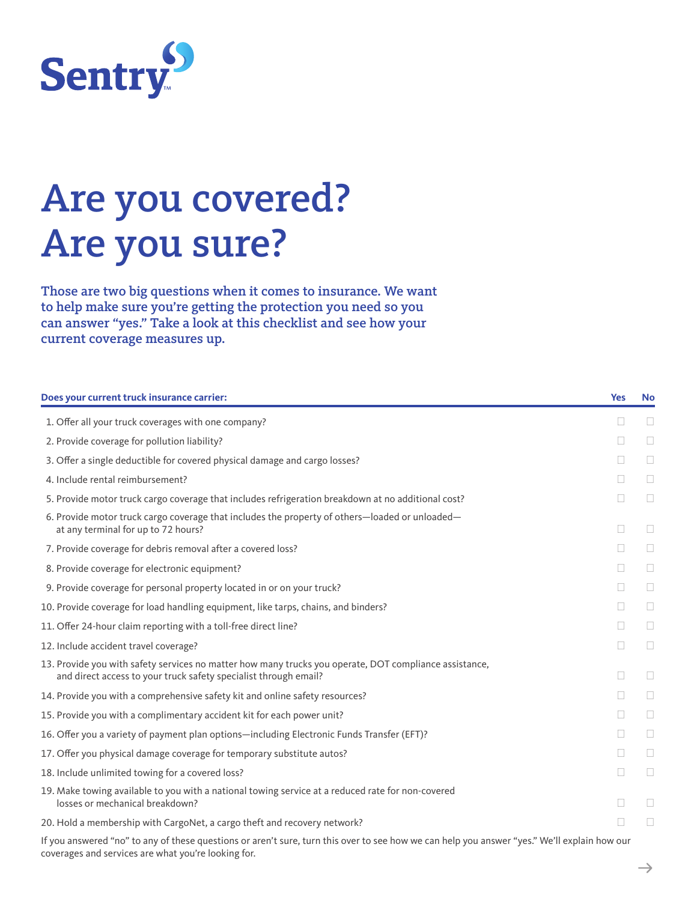Sentry

# Are you covered? Are you sure?

**Those are two big questions when it comes to insurance. We want to help make sure you're getting the protection you need so you can answer "yes." Take a look at this checklist and see how your current coverage measures up.**

| Does your current truck insurance carrier: | Yes | No |
|---|---|---|
| 1. Offer all your truck coverages with one company? | ☐ | ☐ |
| 2. Provide coverage for pollution liability? | ☐ | ☐ |
| 3. Offer a single deductible for covered physical damage and cargo losses? | ☐ | ☐ |
| 4. Include rental reimbursement? | ☐ | ☐ |
| 5. Provide motor truck cargo coverage that includes refrigeration breakdown at no additional cost? | ☐ | ☐ |
| 6. Provide motor truck cargo coverage that includes the property of others—loaded or unloaded—at any terminal for up to 72 hours? | ☐ | ☐ |
| 7. Provide coverage for debris removal after a covered loss? | ☐ | ☐ |
| 8. Provide coverage for electronic equipment? | ☐ | ☐ |
| 9. Provide coverage for personal property located in or on your truck? | ☐ | ☐ |
| 10. Provide coverage for load handling equipment, like tarps, chains, and binders? | ☐ | ☐ |
| 11. Offer 24-hour claim reporting with a toll-free direct line? | ☐ | ☐ |
| 12. Include accident travel coverage? | ☐ | ☐ |
| 13. Provide you with safety services no matter how many trucks you operate, DOT compliance assistance, and direct access to your truck safety specialist through email? | ☐ | ☐ |
| 14. Provide you with a comprehensive safety kit and online safety resources? | ☐ | ☐ |
| 15. Provide you with a complimentary accident kit for each power unit? | ☐ | ☐ |
| 16. Offer you a variety of payment plan options—including Electronic Funds Transfer (EFT)? | ☐ | ☐ |
| 17. Offer you physical damage coverage for temporary substitute autos? | ☐ | ☐ |
| 18. Include unlimited towing for a covered loss? | ☐ | ☐ |
| 19. Make towing available to you with a national towing service at a reduced rate for non-covered losses or mechanical breakdown? | ☐ | ☐ |
| 20. Hold a membership with CargoNet, a cargo theft and recovery network? | ☐ | ☐ |

If you answered "no" to any of these questions or aren't sure, turn this over to see how we can help you answer "yes." We'll explain how our coverages and services are what you're looking for.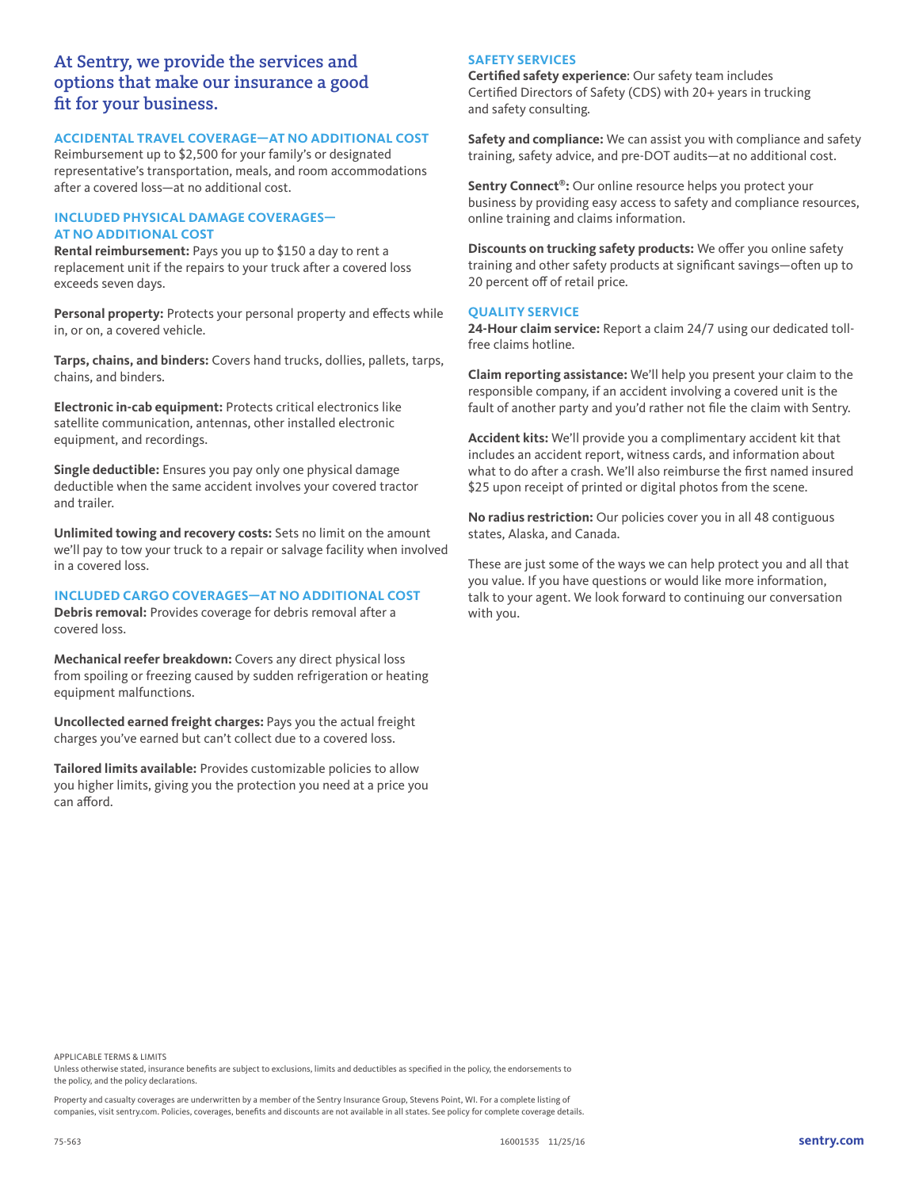## At Sentry, we provide the services and options that make our insurance a good fit for your business.

### ACCIDENTAL TRAVEL COVERAGE—AT NO ADDITIONAL COST

Reimbursement up to $2,500 for your family's or designated representative's transportation, meals, and room accommodations after a covered loss—at no additional cost.

### INCLUDED PHYSICAL DAMAGE COVERAGES—AT NO ADDITIONAL COST

**Rental reimbursement:** Pays you up to $150 a day to rent a replacement unit if the repairs to your truck after a covered loss exceeds seven days.

**Personal property:** Protects your personal property and effects while in, or on, a covered vehicle.

**Tarps, chains, and binders:** Covers hand trucks, dollies, pallets, tarps, chains, and binders.

**Electronic in-cab equipment:** Protects critical electronics like satellite communication, antennas, other installed electronic equipment, and recordings.

**Single deductible:** Ensures you pay only one physical damage deductible when the same accident involves your covered tractor and trailer.

**Unlimited towing and recovery costs:** Sets no limit on the amount we'll pay to tow your truck to a repair or salvage facility when involved in a covered loss.

### INCLUDED CARGO COVERAGES—AT NO ADDITIONAL COST

**Debris removal:** Provides coverage for debris removal after a covered loss.

**Mechanical reefer breakdown:** Covers any direct physical loss from spoiling or freezing caused by sudden refrigeration or heating equipment malfunctions.

**Uncollected earned freight charges:** Pays you the actual freight charges you've earned but can't collect due to a covered loss.

**Tailored limits available:** Provides customizable policies to allow you higher limits, giving you the protection you need at a price you can afford.

### SAFETY SERVICES

**Certified safety experience**: Our safety team includes Certified Directors of Safety (CDS) with 20+ years in trucking and safety consulting.

**Safety and compliance:** We can assist you with compliance and safety training, safety advice, and pre-DOT audits—at no additional cost.

**Sentry Connect®:** Our online resource helps you protect your business by providing easy access to safety and compliance resources, online training and claims information.

**Discounts on trucking safety products:** We offer you online safety training and other safety products at significant savings—often up to 20 percent off of retail price.

### QUALITY SERVICE

**24-Hour claim service:** Report a claim 24/7 using our dedicated toll-free claims hotline.

**Claim reporting assistance:** We'll help you present your claim to the responsible company, if an accident involving a covered unit is the fault of another party and you'd rather not file the claim with Sentry.

**Accident kits:** We'll provide you a complimentary accident kit that includes an accident report, witness cards, and information about what to do after a crash. We'll also reimburse the first named insured $25 upon receipt of printed or digital photos from the scene.

**No radius restriction:** Our policies cover you in all 48 contiguous states, Alaska, and Canada.

These are just some of the ways we can help protect you and all that you value. If you have questions or would like more information, talk to your agent. We look forward to continuing our conversation with you.

APPLICABLE TERMS & LIMITS

Unless otherwise stated, insurance benefits are subject to exclusions, limits and deductibles as specified in the policy, the endorsements to the policy, and the policy declarations.

Property and casualty coverages are underwritten by a member of the Sentry Insurance Group, Stevens Point, WI. For a complete listing of companies, visit sentry.com. Policies, coverages, benefits and discounts are not available in all states. See policy for complete coverage details.

75-563 16001535 11/25/16 sentry.com